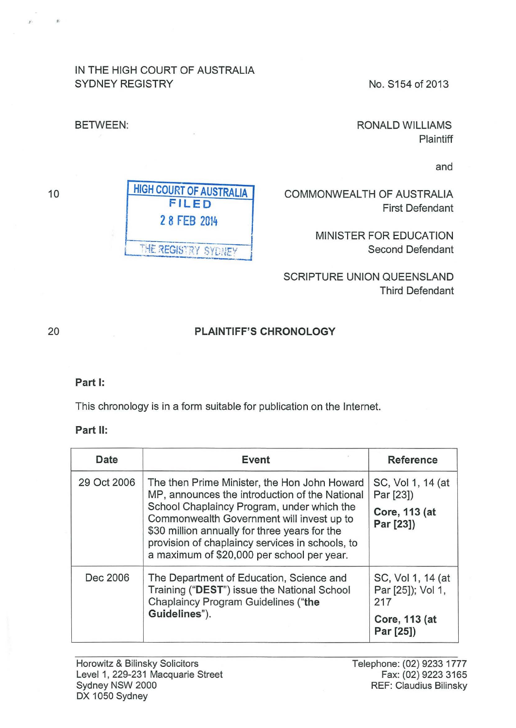IN THE HIGH COURT OF AUSTRALIA
SYDNEY REGISTRY

No. S154 of 2013

BETWEEN:

RONALD WILLIAMS
Plaintiff

and

HIGH COURT OF AUSTRALIA
FILED
28 FEB 2014
THE REGISTRY SYDNEY

COMMONWEALTH OF AUSTRALIA
First Defendant

MINISTER FOR EDUCATION
Second Defendant

SCRIPTURE UNION QUEENSLAND
Third Defendant

## PLAINTIFF'S CHRONOLOGY

**Part I:**

This chronology is in a form suitable for publication on the Internet.

**Part II:**

| Date | Event | Reference |
|---|---|---|
| 29 Oct 2006 | The then Prime Minister, the Hon John Howard MP, announces the introduction of the National School Chaplaincy Program, under which the Commonwealth Government will invest up to $30 million annually for three years for the provision of chaplaincy services in schools, to a maximum of $20,000 per school per year. | SC, Vol 1, 14 (at Par [23]) **Core, 113 (at Par [23])** |
| Dec 2006 | The Department of Education, Science and Training ("**DEST**") issue the National School Chaplaincy Program Guidelines ("**the Guidelines**"). | SC, Vol 1, 14 (at Par [25]); Vol 1, 217 **Core, 113 (at Par [25])** |

Horowitz & Bilinsky Solicitors
Level 1, 229-231 Macquarie Street
Sydney NSW 2000
DX 1050 Sydney

Telephone: (02) 9233 1777
Fax: (02) 9223 3165
REF: Claudius Bilinsky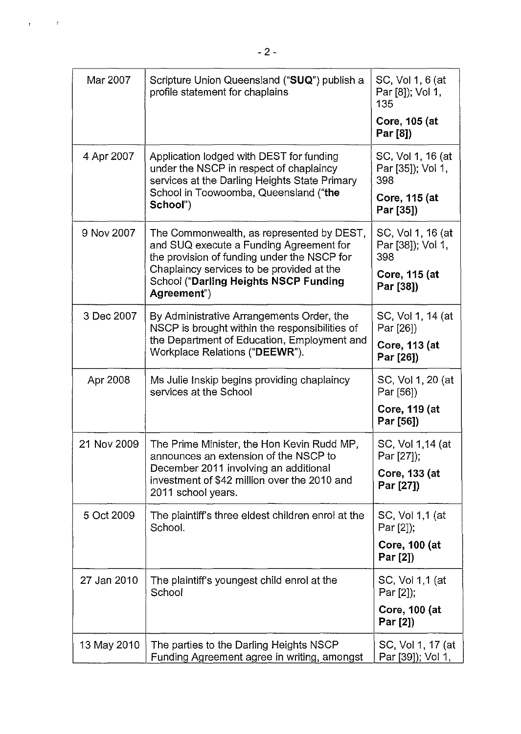| | | |
|---|---|---|
| Mar 2007 | Scripture Union Queensland ("**SUQ**") publish a profile statement for chaplains | SC, Vol 1, 6 (at Par [8]); Vol 1, 135<br>**Core, 105 (at Par [8])** |
| 4 Apr 2007 | Application lodged with DEST for funding under the NSCP in respect of chaplaincy services at the Darling Heights State Primary School in Toowoomba, Queensland ("**the School**") | SC, Vol 1, 16 (at Par [35]); Vol 1, 398<br>**Core, 115 (at Par [35])** |
| 9 Nov 2007 | The Commonwealth, as represented by DEST, and SUQ execute a Funding Agreement for the provision of funding under the NSCP for Chaplaincy services to be provided at the School ("**Darling Heights NSCP Funding Agreement**") | SC, Vol 1, 16 (at Par [38]); Vol 1, 398<br>**Core, 115 (at Par [38])** |
| 3 Dec 2007 | By Administrative Arrangements Order, the NSCP is brought within the responsibilities of the Department of Education, Employment and Workplace Relations ("**DEEWR**"). | SC, Vol 1, 14 (at Par [26])<br>**Core, 113 (at Par [26])** |
| Apr 2008 | Ms Julie Inskip begins providing chaplaincy services at the School | SC, Vol 1, 20 (at Par [56])<br>**Core, 119 (at Par [56])** |
| 21 Nov 2009 | The Prime Minister, the Hon Kevin Rudd MP, announces an extension of the NSCP to December 2011 involving an additional investment of $42 million over the 2010 and 2011 school years. | SC, Vol 1,14 (at Par [27]);<br>**Core, 133 (at Par [27])** |
| 5 Oct 2009 | The plaintiff's three eldest children enrol at the School. | SC, Vol 1,1 (at Par [2]);<br>**Core, 100 (at Par [2])** |
| 27 Jan 2010 | The plaintiff's youngest child enrol at the School | SC, Vol 1,1 (at Par [2]);<br>**Core, 100 (at Par [2])** |
| 13 May 2010 | The parties to the Darling Heights NSCP Funding Agreement agree in writing, amongst | SC, Vol 1, 17 (at Par [39]); Vol 1, |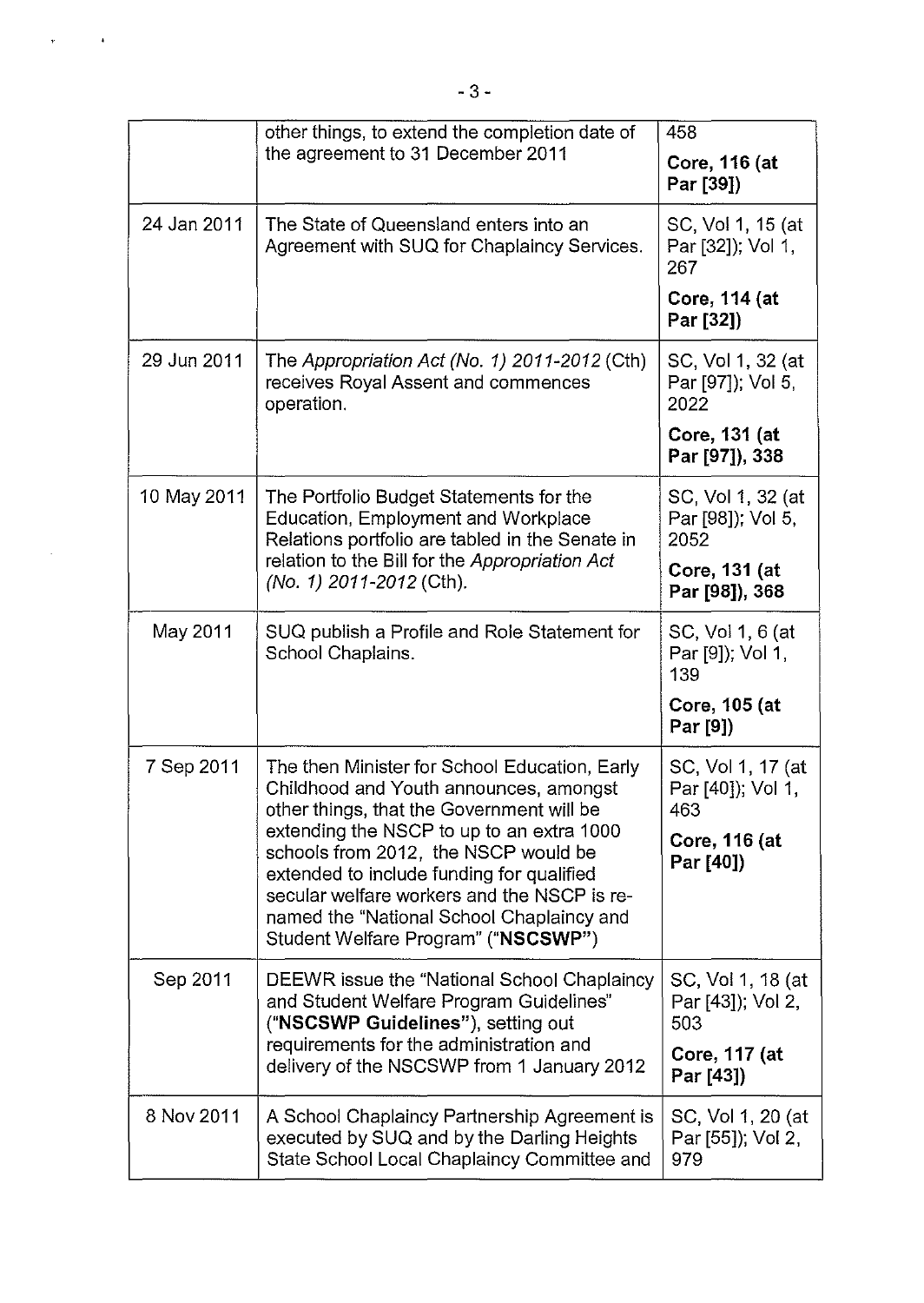| | | |
|---|---|---|
| | other things, to extend the completion date of the agreement to 31 December 2011 | 458<br>**Core, 116 (at Par [39])** |
| 24 Jan 2011 | The State of Queensland enters into an Agreement with SUQ for Chaplaincy Services. | SC, Vol 1, 15 (at Par [32]); Vol 1, 267<br>**Core, 114 (at Par [32])** |
| 29 Jun 2011 | The *Appropriation Act (No. 1) 2011-2012* (Cth) receives Royal Assent and commences operation. | SC, Vol 1, 32 (at Par [97]); Vol 5, 2022<br>**Core, 131 (at Par [97]), 338** |
| 10 May 2011 | The Portfolio Budget Statements for the Education, Employment and Workplace Relations portfolio are tabled in the Senate in relation to the Bill for the *Appropriation Act (No. 1) 2011-2012* (Cth). | SC, Vol 1, 32 (at Par [98]); Vol 5, 2052<br>**Core, 131 (at Par [98]), 368** |
| May 2011 | SUQ publish a Profile and Role Statement for School Chaplains. | SC, Vol 1, 6 (at Par [9]); Vol 1, 139<br>**Core, 105 (at Par [9])** |
| 7 Sep 2011 | The then Minister for School Education, Early Childhood and Youth announces, amongst other things, that the Government will be extending the NSCP to up to an extra 1000 schools from 2012, the NSCP would be extended to include funding for qualified secular welfare workers and the NSCP is re-named the "National School Chaplaincy and Student Welfare Program" ("**NSCSWP**") | SC, Vol 1, 17 (at Par [40]); Vol 1, 463<br>**Core, 116 (at Par [40])** |
| Sep 2011 | DEEWR issue the "National School Chaplaincy and Student Welfare Program Guidelines" ("**NSCSWP Guidelines**"), setting out requirements for the administration and delivery of the NSCSWP from 1 January 2012 | SC, Vol 1, 18 (at Par [43]); Vol 2, 503<br>**Core, 117 (at Par [43])** |
| 8 Nov 2011 | A School Chaplaincy Partnership Agreement is executed by SUQ and by the Darling Heights State School Local Chaplaincy Committee and | SC, Vol 1, 20 (at Par [55]); Vol 2, 979 |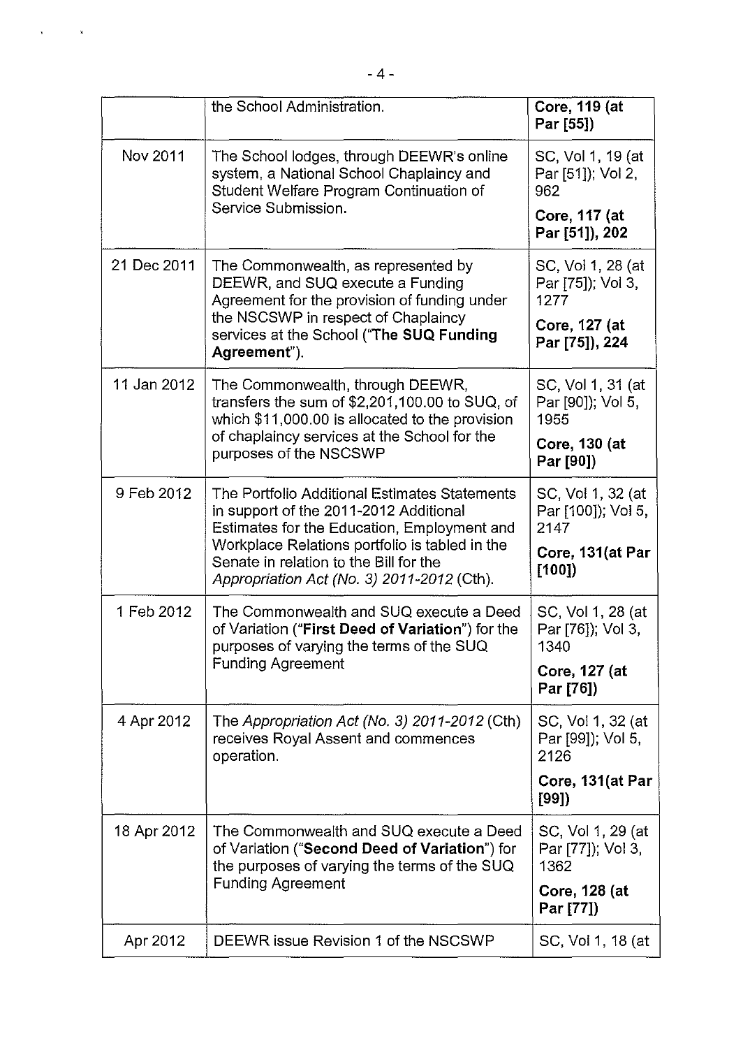| | | |
|---|---|---|
| | the School Administration. | **Core, 119 (at Par [55])** |
| Nov 2011 | The School lodges, through DEEWR's online system, a National School Chaplaincy and Student Welfare Program Continuation of Service Submission. | SC, Vol 1, 19 (at Par [51]); Vol 2, 962<br>**Core, 117 (at Par [51]), 202** |
| 21 Dec 2011 | The Commonwealth, as represented by DEEWR, and SUQ execute a Funding Agreement for the provision of funding under the NSCSWP in respect of Chaplaincy services at the School ("**The SUQ Funding Agreement**"). | SC, Vol 1, 28 (at Par [75]); Vol 3, 1277<br>**Core, 127 (at Par [75]), 224** |
| 11 Jan 2012 | The Commonwealth, through DEEWR, transfers the sum of $2,201,100.00 to SUQ, of which $11,000.00 is allocated to the provision of chaplaincy services at the School for the purposes of the NSCSWP | SC, Vol 1, 31 (at Par [90]); Vol 5, 1955<br>**Core, 130 (at Par [90])** |
| 9 Feb 2012 | The Portfolio Additional Estimates Statements in support of the 2011-2012 Additional Estimates for the Education, Employment and Workplace Relations portfolio is tabled in the Senate in relation to the Bill for the *Appropriation Act (No. 3) 2011-2012* (Cth). | SC, Vol 1, 32 (at Par [100]); Vol 5, 2147<br>**Core, 131(at Par [100])** |
| 1 Feb 2012 | The Commonwealth and SUQ execute a Deed of Variation ("**First Deed of Variation**") for the purposes of varying the terms of the SUQ Funding Agreement | SC, Vol 1, 28 (at Par [76]); Vol 3, 1340<br>**Core, 127 (at Par [76])** |
| 4 Apr 2012 | The *Appropriation Act (No. 3) 2011-2012* (Cth) receives Royal Assent and commences operation. | SC, Vol 1, 32 (at Par [99]); Vol 5, 2126<br>**Core, 131(at Par [99])** |
| 18 Apr 2012 | The Commonwealth and SUQ execute a Deed of Variation ("**Second Deed of Variation**") for the purposes of varying the terms of the SUQ Funding Agreement | SC, Vol 1, 29 (at Par [77]); Vol 3, 1362<br>**Core, 128 (at Par [77])** |
| Apr 2012 | DEEWR issue Revision 1 of the NSCSWP | SC, Vol 1, 18 (at |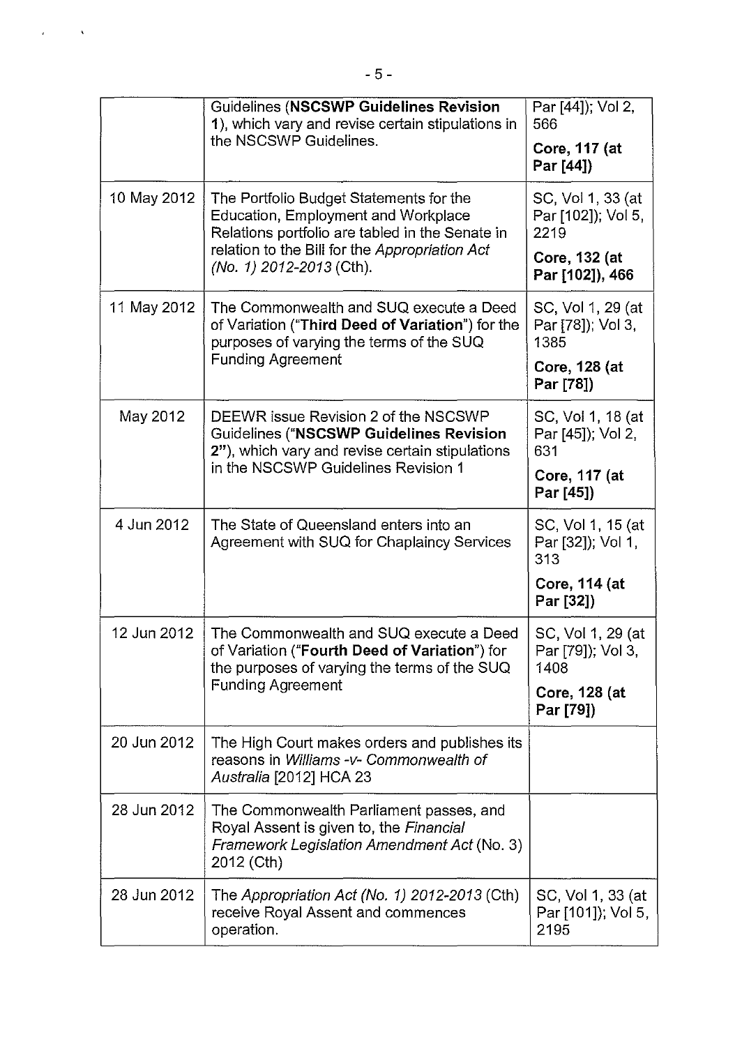| | | |
|---|---|---|
| | Guidelines (**NSCSWP Guidelines Revision 1**), which vary and revise certain stipulations in the NSCSWP Guidelines. | Par [44]); Vol 2, 566<br>**Core, 117 (at Par [44])** |
| 10 May 2012 | The Portfolio Budget Statements for the Education, Employment and Workplace Relations portfolio are tabled in the Senate in relation to the Bill for the *Appropriation Act (No. 1) 2012-2013* (Cth). | SC, Vol 1, 33 (at Par [102]); Vol 5, 2219<br>**Core, 132 (at Par [102]), 466** |
| 11 May 2012 | The Commonwealth and SUQ execute a Deed of Variation ("**Third Deed of Variation**") for the purposes of varying the terms of the SUQ Funding Agreement | SC, Vol 1, 29 (at Par [78]); Vol 3, 1385<br>**Core, 128 (at Par [78])** |
| May 2012 | DEEWR issue Revision 2 of the NSCSWP Guidelines ("**NSCSWP Guidelines Revision 2**"), which vary and revise certain stipulations in the NSCSWP Guidelines Revision 1 | SC, Vol 1, 18 (at Par [45]); Vol 2, 631<br>**Core, 117 (at Par [45])** |
| 4 Jun 2012 | The State of Queensland enters into an Agreement with SUQ for Chaplaincy Services | SC, Vol 1, 15 (at Par [32]); Vol 1, 313<br>**Core, 114 (at Par [32])** |
| 12 Jun 2012 | The Commonwealth and SUQ execute a Deed of Variation ("**Fourth Deed of Variation**") for the purposes of varying the terms of the SUQ Funding Agreement | SC, Vol 1, 29 (at Par [79]); Vol 3, 1408<br>**Core, 128 (at Par [79])** |
| 20 Jun 2012 | The High Court makes orders and publishes its reasons in *Williams -v- Commonwealth of Australia* [2012] HCA 23 | |
| 28 Jun 2012 | The Commonwealth Parliament passes, and Royal Assent is given to, the *Financial Framework Legislation Amendment Act* (No. 3) 2012 (Cth) | |
| 28 Jun 2012 | The *Appropriation Act (No. 1) 2012-2013* (Cth) receive Royal Assent and commences operation. | SC, Vol 1, 33 (at Par [101]); Vol 5, 2195 |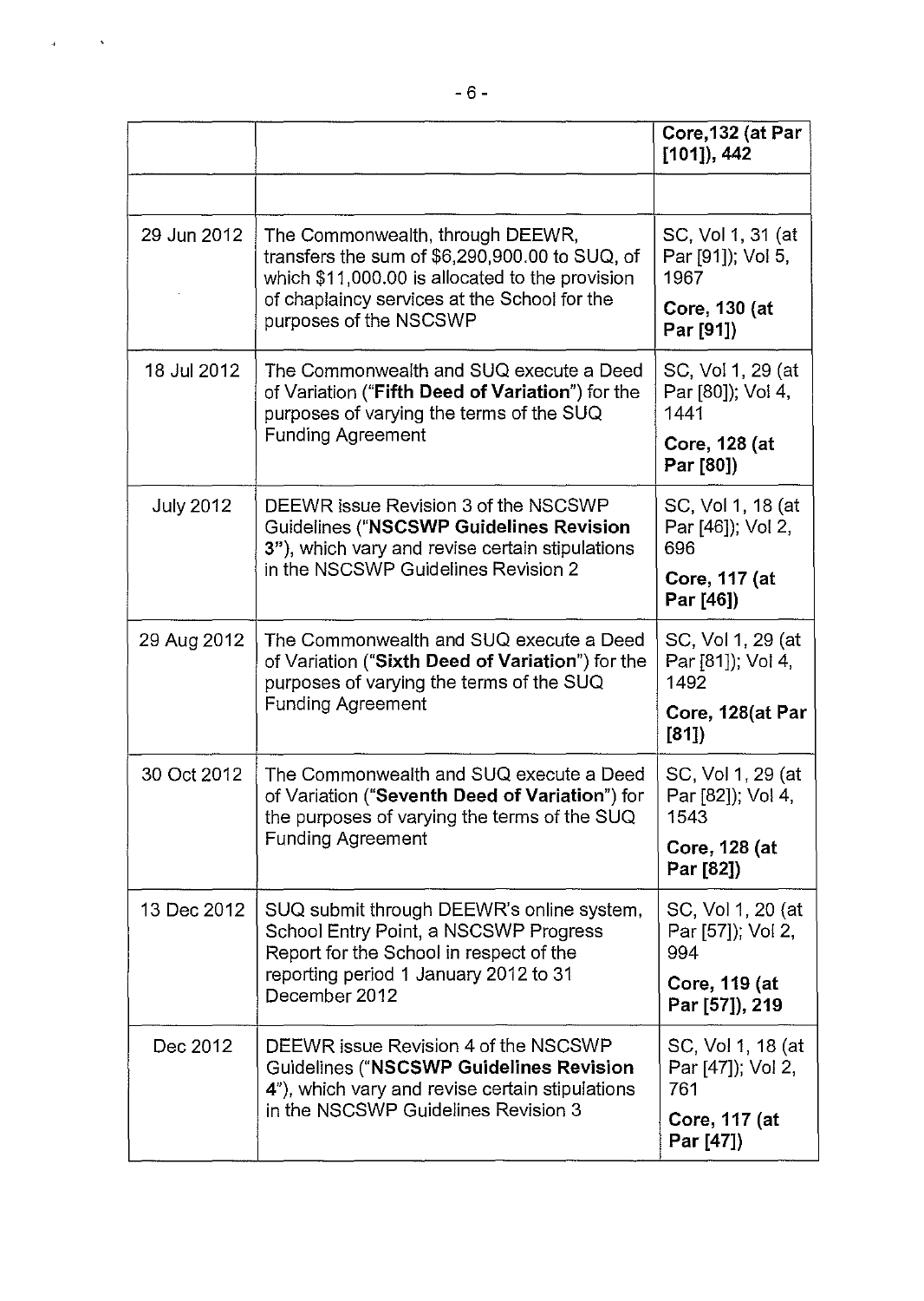| | | |
|---|---|---|
| | | **Core,132 (at Par [101]), 442** |
| | | |
| 29 Jun 2012 | The Commonwealth, through DEEWR, transfers the sum of $6,290,900.00 to SUQ, of which $11,000.00 is allocated to the provision of chaplaincy services at the School for the purposes of the NSCSWP | SC, Vol 1, 31 (at Par [91]); Vol 5, 1967<br>**Core, 130 (at Par [91])** |
| 18 Jul 2012 | The Commonwealth and SUQ execute a Deed of Variation ("**Fifth Deed of Variation**") for the purposes of varying the terms of the SUQ Funding Agreement | SC, Vol 1, 29 (at Par [80]); Vol 4, 1441<br>**Core, 128 (at Par [80])** |
| July 2012 | DEEWR issue Revision 3 of the NSCSWP Guidelines ("**NSCSWP Guidelines Revision 3**"), which vary and revise certain stipulations in the NSCSWP Guidelines Revision 2 | SC, Vol 1, 18 (at Par [46]); Vol 2, 696<br>**Core, 117 (at Par [46])** |
| 29 Aug 2012 | The Commonwealth and SUQ execute a Deed of Variation ("**Sixth Deed of Variation**") for the purposes of varying the terms of the SUQ Funding Agreement | SC, Vol 1, 29 (at Par [81]); Vol 4, 1492<br>**Core, 128(at Par [81])** |
| 30 Oct 2012 | The Commonwealth and SUQ execute a Deed of Variation ("**Seventh Deed of Variation**") for the purposes of varying the terms of the SUQ Funding Agreement | SC, Vol 1, 29 (at Par [82]); Vol 4, 1543<br>**Core, 128 (at Par [82])** |
| 13 Dec 2012 | SUQ submit through DEEWR's online system, School Entry Point, a NSCSWP Progress Report for the School in respect of the reporting period 1 January 2012 to 31 December 2012 | SC, Vol 1, 20 (at Par [57]); Vol 2, 994<br>**Core, 119 (at Par [57]), 219** |
| Dec 2012 | DEEWR issue Revision 4 of the NSCSWP Guidelines ("**NSCSWP Guidelines Revision 4**"), which vary and revise certain stipulations in the NSCSWP Guidelines Revision 3 | SC, Vol 1, 18 (at Par [47]); Vol 2, 761<br>**Core, 117 (at Par [47])** |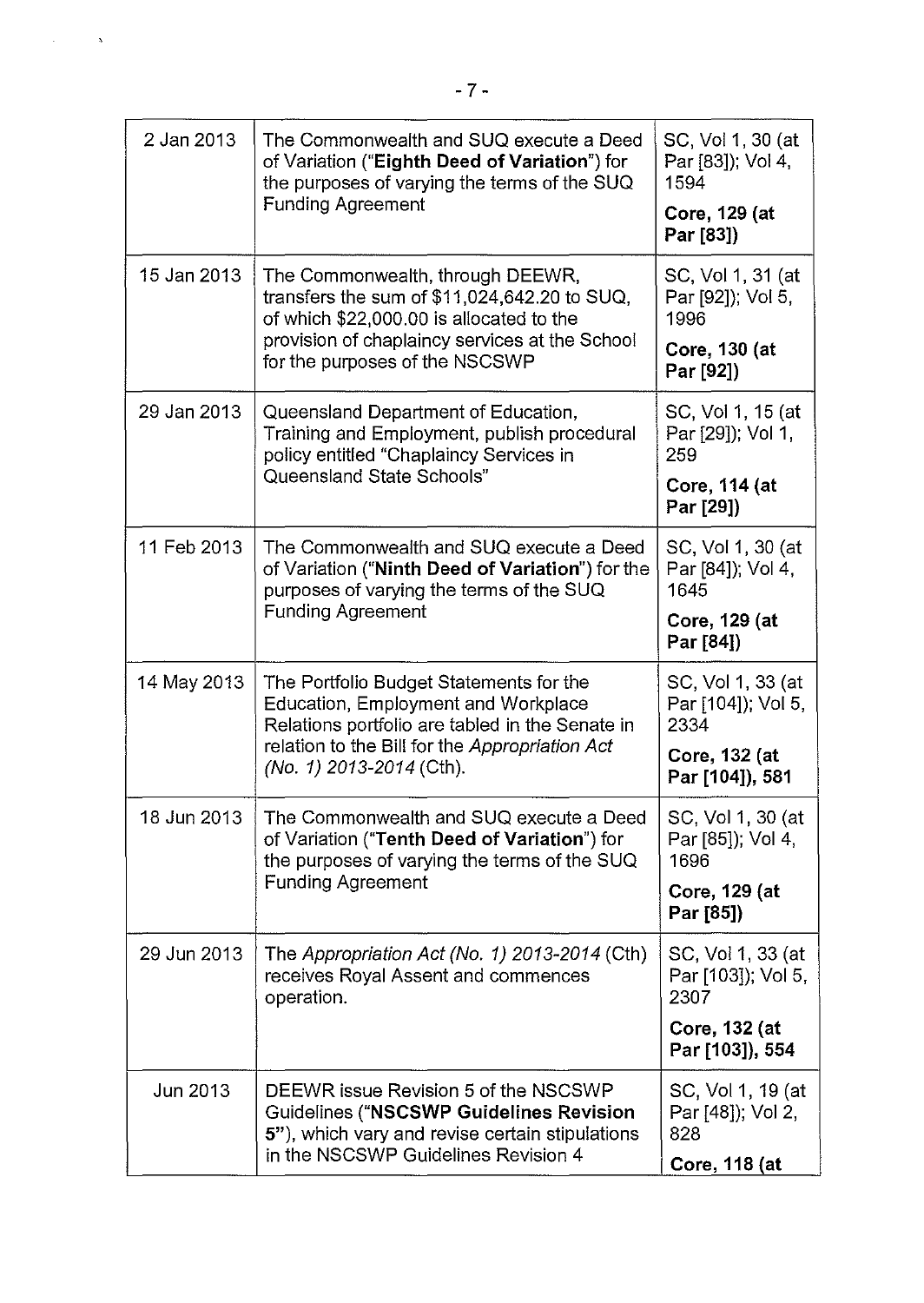| | | |
|---|---|---|
| 2 Jan 2013 | The Commonwealth and SUQ execute a Deed of Variation ("**Eighth Deed of Variation**") for the purposes of varying the terms of the SUQ Funding Agreement | SC, Vol 1, 30 (at Par [83]); Vol 4, 1594<br>**Core, 129 (at Par [83])** |
| 15 Jan 2013 | The Commonwealth, through DEEWR, transfers the sum of $11,024,642.20 to SUQ, of which $22,000.00 is allocated to the provision of chaplaincy services at the School for the purposes of the NSCSWP | SC, Vol 1, 31 (at Par [92]); Vol 5, 1996<br>**Core, 130 (at Par [92])** |
| 29 Jan 2013 | Queensland Department of Education, Training and Employment, publish procedural policy entitled "Chaplaincy Services in Queensland State Schools" | SC, Vol 1, 15 (at Par [29]); Vol 1, 259<br>**Core, 114 (at Par [29])** |
| 11 Feb 2013 | The Commonwealth and SUQ execute a Deed of Variation ("**Ninth Deed of Variation**") for the purposes of varying the terms of the SUQ Funding Agreement | SC, Vol 1, 30 (at Par [84]); Vol 4, 1645<br>**Core, 129 (at Par [84])** |
| 14 May 2013 | The Portfolio Budget Statements for the Education, Employment and Workplace Relations portfolio are tabled in the Senate in relation to the Bill for the *Appropriation Act (No. 1) 2013-2014* (Cth). | SC, Vol 1, 33 (at Par [104]); Vol 5, 2334<br>**Core, 132 (at Par [104]), 581** |
| 18 Jun 2013 | The Commonwealth and SUQ execute a Deed of Variation ("**Tenth Deed of Variation**") for the purposes of varying the terms of the SUQ Funding Agreement | SC, Vol 1, 30 (at Par [85]); Vol 4, 1696<br>**Core, 129 (at Par [85])** |
| 29 Jun 2013 | The *Appropriation Act (No. 1) 2013-2014* (Cth) receives Royal Assent and commences operation. | SC, Vol 1, 33 (at Par [103]); Vol 5, 2307<br>**Core, 132 (at Par [103]), 554** |
| Jun 2013 | DEEWR issue Revision 5 of the NSCSWP Guidelines ("**NSCSWP Guidelines Revision 5**"), which vary and revise certain stipulations in the NSCSWP Guidelines Revision 4 | SC, Vol 1, 19 (at Par [48]); Vol 2, 828<br>**Core, 118 (at** |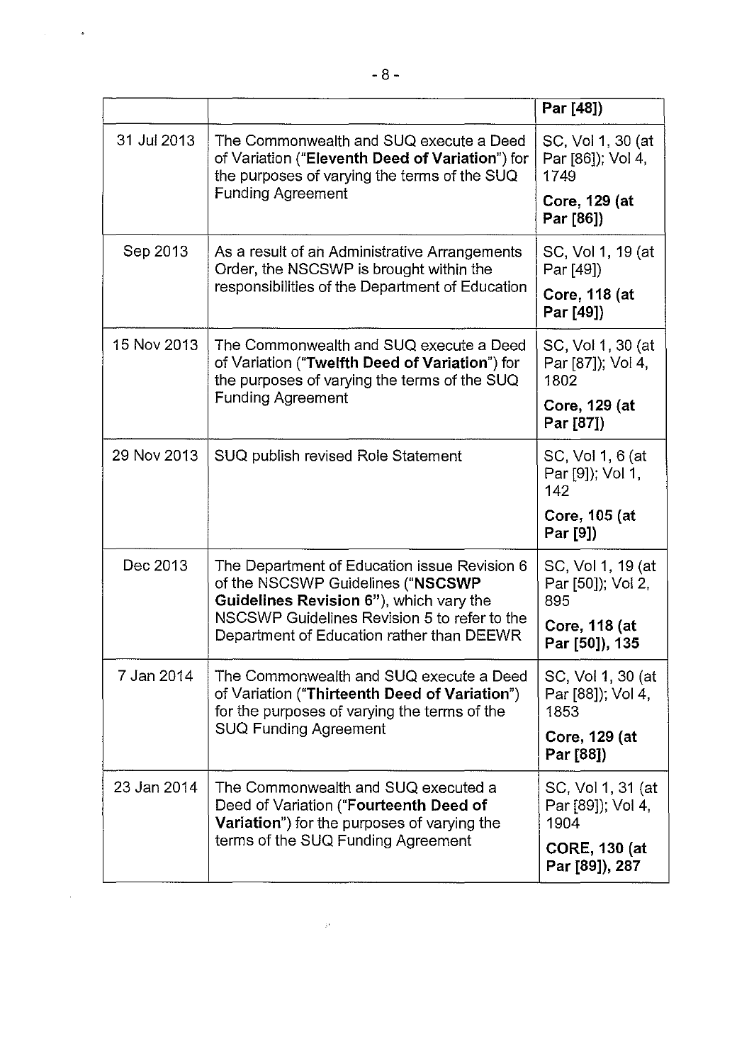| | | Par [48]) |
|---|---|---|
| 31 Jul 2013 | The Commonwealth and SUQ execute a Deed of Variation ("**Eleventh Deed of Variation**") for the purposes of varying the terms of the SUQ Funding Agreement | SC, Vol 1, 30 (at Par [86]); Vol 4, 1749<br>**Core, 129 (at Par [86])** |
| Sep 2013 | As a result of an Administrative Arrangements Order, the NSCSWP is brought within the responsibilities of the Department of Education | SC, Vol 1, 19 (at Par [49])<br>**Core, 118 (at Par [49])** |
| 15 Nov 2013 | The Commonwealth and SUQ execute a Deed of Variation ("**Twelfth Deed of Variation**") for the purposes of varying the terms of the SUQ Funding Agreement | SC, Vol 1, 30 (at Par [87]); Vol 4, 1802<br>**Core, 129 (at Par [87])** |
| 29 Nov 2013 | SUQ publish revised Role Statement | SC, Vol 1, 6 (at Par [9]); Vol 1, 142<br>**Core, 105 (at Par [9])** |
| Dec 2013 | The Department of Education issue Revision 6 of the NSCSWP Guidelines ("**NSCSWP Guidelines Revision 6**"), which vary the NSCSWP Guidelines Revision 5 to refer to the Department of Education rather than DEEWR | SC, Vol 1, 19 (at Par [50]); Vol 2, 895<br>**Core, 118 (at Par [50]), 135** |
| 7 Jan 2014 | The Commonwealth and SUQ execute a Deed of Variation ("**Thirteenth Deed of Variation**") for the purposes of varying the terms of the SUQ Funding Agreement | SC, Vol 1, 30 (at Par [88]); Vol 4, 1853<br>**Core, 129 (at Par [88])** |
| 23 Jan 2014 | The Commonwealth and SUQ executed a Deed of Variation ("**Fourteenth Deed of Variation**") for the purposes of varying the terms of the SUQ Funding Agreement | SC, Vol 1, 31 (at Par [89]); Vol 4, 1904<br>**CORE, 130 (at Par [89]), 287** |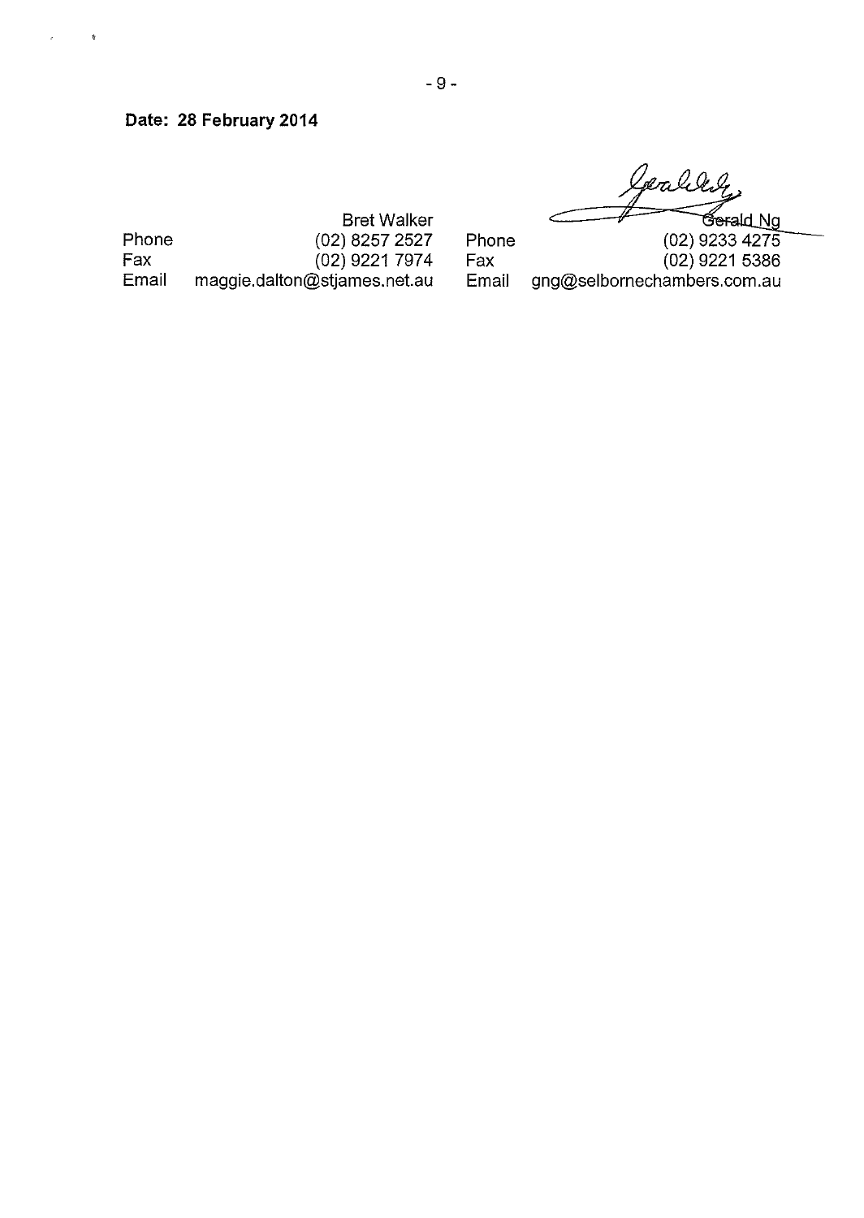**Date: 28 February 2014**

| | | | |
|---|---|---|---|
| | Bret Walker | | Gerald Ng |
| Phone | (02) 8257 2527 | Phone | (02) 9233 4275 |
| Fax | (02) 9221 7974 | Fax | (02) 9221 5386 |
| Email | maggie.dalton@stjames.net.au | Email | gng@selbornechambers.com.au |